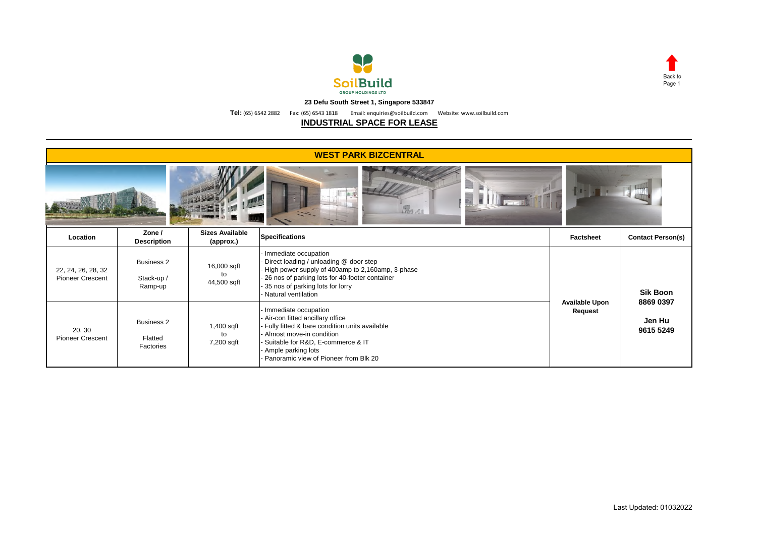SoilBuild
GROUP HOLDINGS LTD

**23 Defu South Street 1, Singapore 533847**

**Tel:** (65) 6542 2882 Fax: (65) 6543 1818 Email: enquiries@soilbuild.com Website: www.soilbuild.com

Back to Page 1

# INDUSTRIAL SPACE FOR LEASE

## WEST PARK BIZCENTRAL

| Location | Zone / Description | Sizes Available (approx.) | Specifications | Factsheet | Contact Person(s) |
|---|---|---|---|---|---|
| 22, 24, 26, 28, 32 Pioneer Crescent | Business 2<br><br>Stack-up / Ramp-up | 16,000 sqft to 44,500 sqft | - Immediate occupation<br>- Direct loading / unloading @ door step<br>- High power supply of 400amp to 2,160amp, 3-phase<br>- 26 nos of parking lots for 40-footer container<br>- 35 nos of parking lots for lorry<br>- Natural ventilation | **Available Upon Request** | **Sik Boon**<br>**8869 0397**<br><br>**Jen Hu**<br>**9615 5249** |
| 20, 30 Pioneer Crescent | Business 2<br><br>Flatted Factories | 1,400 sqft to 7,200 sqft | - Immediate occupation<br>- Air-con fitted ancillary office<br>- Fully fitted & bare condition units available<br>- Almost move-in condition<br>- Suitable for R&D, E-commerce & IT<br>- Ample parking lots<br>- Panoramic view of Pioneer from Blk 20 | | |

Last Updated: 01032022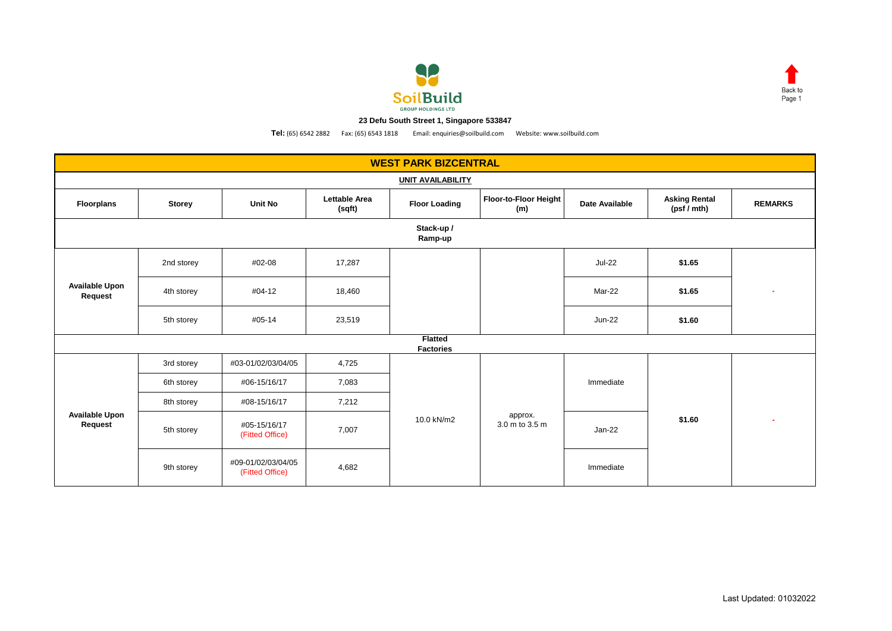SoilBuild GROUP HOLDINGS LTD

Back to Page 1

23 Defu South Street 1, Singapore 533847

**Tel:** (65) 6542 2882 Fax: (65) 6543 1818 Email: enquiries@soilbuild.com Website: www.soilbuild.com

## WEST PARK BIZCENTRAL

**UNIT AVAILABILITY**

| Floorplans | Storey | Unit No | Lettable Area (sqft) | Floor Loading | Floor-to-Floor Height (m) | Date Available | Asking Rental (psf / mth) | REMARKS |
|---|---|---|---|---|---|---|---|---|
| | | | | **Stack-up / Ramp-up** | | | | |
| **Available Upon Request** | 2nd storey | #02-08 | 17,287 | | | Jul-22 | **$1.65** | - |
| | 4th storey | #04-12 | 18,460 | | | Mar-22 | **$1.65** | |
| | 5th storey | #05-14 | 23,519 | | | Jun-22 | **$1.60** | |
| | | | | **Flatted Factories** | | | | |
| **Available Upon Request** | 3rd storey | #03-01/02/03/04/05 | 4,725 | 10.0 kN/m2 | approx. 3.0 m to 3.5 m | Immediate | **$1.60** | - |
| | 6th storey | #06-15/16/17 | 7,083 | | | | | |
| | 8th storey | #08-15/16/17 | 7,212 | | | | | |
| | 5th storey | #05-15/16/17 (Fitted Office) | 7,007 | | | Jan-22 | | |
| | 9th storey | #09-01/02/03/04/05 (Fitted Office) | 4,682 | | | Immediate | | |

Last Updated: 01032022